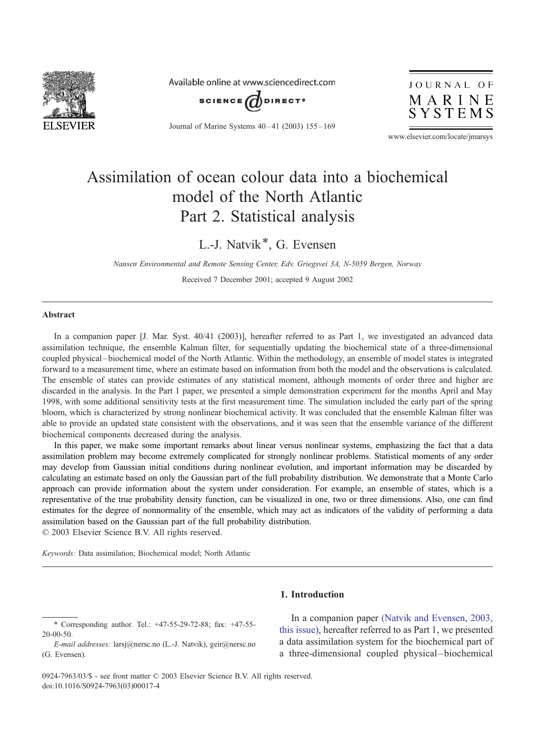# Assimilation of ocean colour data into a biochemical model of the North Atlantic
# Part 2. Statistical analysis

L.-J. Natvik*, G. Evensen

*Nansen Environmental and Remote Sensing Center, Edv. Griegsvei 3A, N-5059 Bergen, Norway*

Received 7 December 2001; accepted 9 August 2002

## Abstract

In a companion paper [J. Mar. Syst. 40/41 (2003)], hereafter referred to as Part 1, we investigated an advanced data assimilation technique, the ensemble Kalman filter, for sequentially updating the biochemical state of a three-dimensional coupled physical–biochemical model of the North Atlantic. Within the methodology, an ensemble of model states is integrated forward to a measurement time, where an estimate based on information from both the model and the observations is calculated. The ensemble of states can provide estimates of any statistical moment, although moments of order three and higher are discarded in the analysis. In the Part 1 paper, we presented a simple demonstration experiment for the months April and May 1998, with some additional sensitivity tests at the first measurement time. The simulation included the early part of the spring bloom, which is characterized by strong nonlinear biochemical activity. It was concluded that the ensemble Kalman filter was able to provide an updated state consistent with the observations, and it was seen that the ensemble variance of the different biochemical components decreased during the analysis.

In this paper, we make some important remarks about linear versus nonlinear systems, emphasizing the fact that a data assimilation problem may become extremely complicated for strongly nonlinear problems. Statistical moments of any order may develop from Gaussian initial conditions during nonlinear evolution, and important information may be discarded by calculating an estimate based on only the Gaussian part of the full probability distribution. We demonstrate that a Monte Carlo approach can provide information about the system under consideration. For example, an ensemble of states, which is a representative of the true probability density function, can be visualized in one, two or three dimensions. Also, one can find estimates for the degree of nonnormality of the ensemble, which may act as indicators of the validity of performing a data assimilation based on the Gaussian part of the full probability distribution.

© 2003 Elsevier Science B.V. All rights reserved.

*Keywords:* Data assimilation; Biochemical model; North Atlantic

## 1. Introduction

In a companion paper (Natvik and Evensen, 2003, this issue), hereafter referred to as Part 1, we presented a data assimilation system for the biochemical part of a three-dimensional coupled physical–biochemical

---

\* Corresponding author. Tel.: +47-55-29-72-88; fax: +47-55-20-00-50.

*E-mail addresses:* larsj@nersc.no (L.-J. Natvik), geir@nersc.no (G. Evensen).

0924-7963/03/$ - see front matter © 2003 Elsevier Science B.V. All rights reserved.
doi:10.1016/S0924-7963(03)00017-4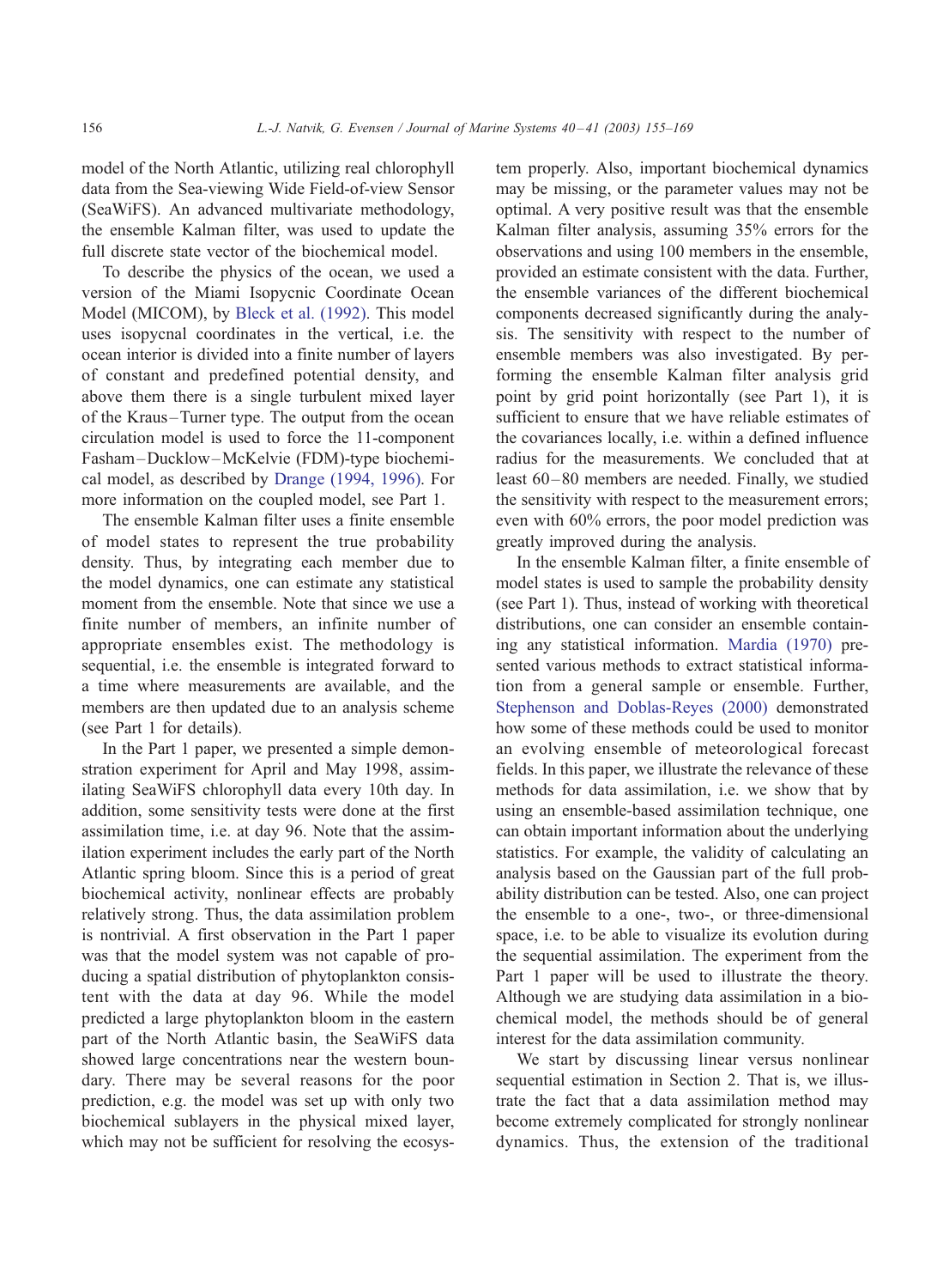model of the North Atlantic, utilizing real chlorophyll data from the Sea-viewing Wide Field-of-view Sensor (SeaWiFS). An advanced multivariate methodology, the ensemble Kalman filter, was used to update the full discrete state vector of the biochemical model.

To describe the physics of the ocean, we used a version of the Miami Isopycnic Coordinate Ocean Model (MICOM), by Bleck et al. (1992). This model uses isopycnal coordinates in the vertical, i.e. the ocean interior is divided into a finite number of layers of constant and predefined potential density, and above them there is a single turbulent mixed layer of the Kraus–Turner type. The output from the ocean circulation model is used to force the 11-component Fasham–Ducklow–McKelvie (FDM)-type biochemical model, as described by Drange (1994, 1996). For more information on the coupled model, see Part 1.

The ensemble Kalman filter uses a finite ensemble of model states to represent the true probability density. Thus, by integrating each member due to the model dynamics, one can estimate any statistical moment from the ensemble. Note that since we use a finite number of members, an infinite number of appropriate ensembles exist. The methodology is sequential, i.e. the ensemble is integrated forward to a time where measurements are available, and the members are then updated due to an analysis scheme (see Part 1 for details).

In the Part 1 paper, we presented a simple demonstration experiment for April and May 1998, assimilating SeaWiFS chlorophyll data every 10th day. In addition, some sensitivity tests were done at the first assimilation time, i.e. at day 96. Note that the assimilation experiment includes the early part of the North Atlantic spring bloom. Since this is a period of great biochemical activity, nonlinear effects are probably relatively strong. Thus, the data assimilation problem is nontrivial. A first observation in the Part 1 paper was that the model system was not capable of producing a spatial distribution of phytoplankton consistent with the data at day 96. While the model predicted a large phytoplankton bloom in the eastern part of the North Atlantic basin, the SeaWiFS data showed large concentrations near the western boundary. There may be several reasons for the poor prediction, e.g. the model was set up with only two biochemical sublayers in the physical mixed layer, which may not be sufficient for resolving the ecosystem properly. Also, important biochemical dynamics may be missing, or the parameter values may not be optimal. A very positive result was that the ensemble Kalman filter analysis, assuming 35% errors for the observations and using 100 members in the ensemble, provided an estimate consistent with the data. Further, the ensemble variances of the different biochemical components decreased significantly during the analysis. The sensitivity with respect to the number of ensemble members was also investigated. By performing the ensemble Kalman filter analysis grid point by grid point horizontally (see Part 1), it is sufficient to ensure that we have reliable estimates of the covariances locally, i.e. within a defined influence radius for the measurements. We concluded that at least 60–80 members are needed. Finally, we studied the sensitivity with respect to the measurement errors; even with 60% errors, the poor model prediction was greatly improved during the analysis.

In the ensemble Kalman filter, a finite ensemble of model states is used to sample the probability density (see Part 1). Thus, instead of working with theoretical distributions, one can consider an ensemble containing any statistical information. Mardia (1970) presented various methods to extract statistical information from a general sample or ensemble. Further, Stephenson and Doblas-Reyes (2000) demonstrated how some of these methods could be used to monitor an evolving ensemble of meteorological forecast fields. In this paper, we illustrate the relevance of these methods for data assimilation, i.e. we show that by using an ensemble-based assimilation technique, one can obtain important information about the underlying statistics. For example, the validity of calculating an analysis based on the Gaussian part of the full probability distribution can be tested. Also, one can project the ensemble to a one-, two-, or three-dimensional space, i.e. to be able to visualize its evolution during the sequential assimilation. The experiment from the Part 1 paper will be used to illustrate the theory. Although we are studying data assimilation in a biochemical model, the methods should be of general interest for the data assimilation community.

We start by discussing linear versus nonlinear sequential estimation in Section 2. That is, we illustrate the fact that a data assimilation method may become extremely complicated for strongly nonlinear dynamics. Thus, the extension of the traditional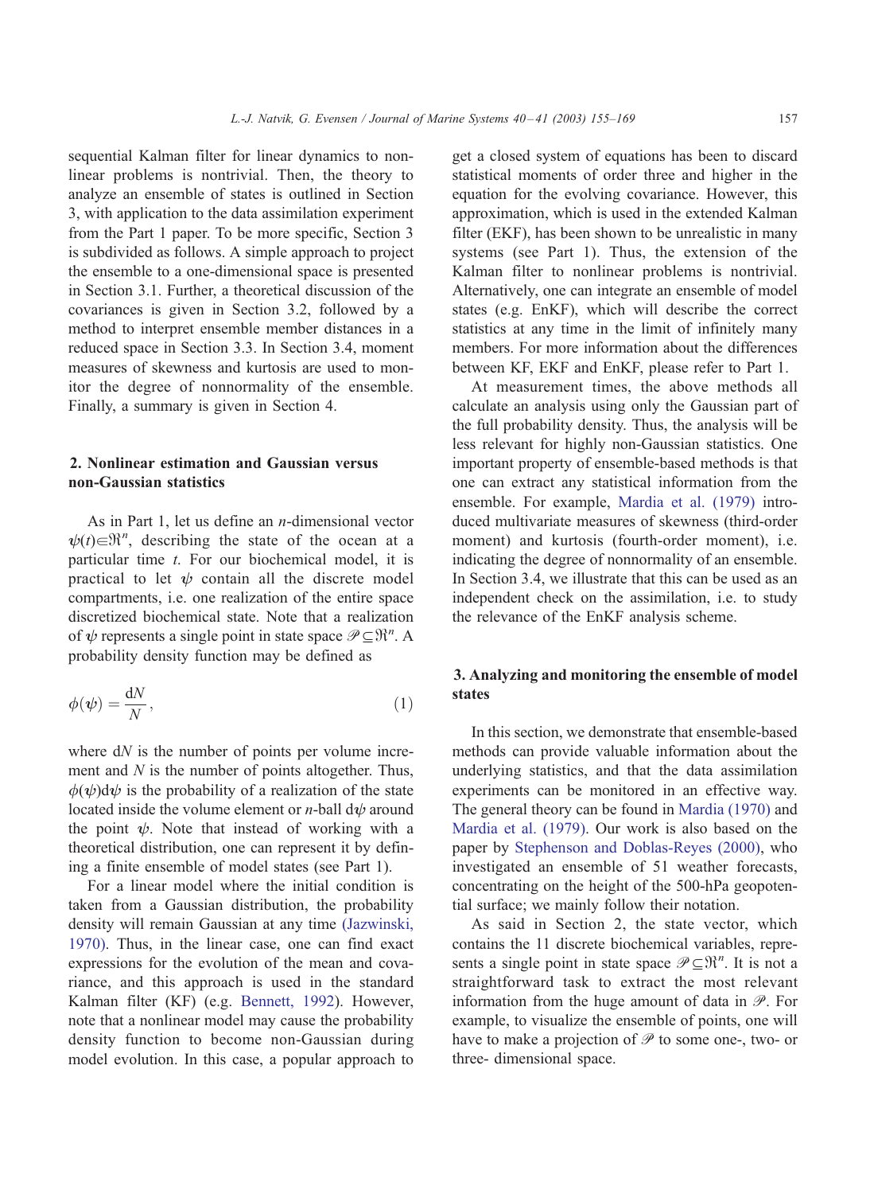sequential Kalman filter for linear dynamics to nonlinear problems is nontrivial. Then, the theory to analyze an ensemble of states is outlined in Section 3, with application to the data assimilation experiment from the Part 1 paper. To be more specific, Section 3 is subdivided as follows. A simple approach to project the ensemble to a one-dimensional space is presented in Section 3.1. Further, a theoretical discussion of the covariances is given in Section 3.2, followed by a method to interpret ensemble member distances in a reduced space in Section 3.3. In Section 3.4, moment measures of skewness and kurtosis are used to monitor the degree of nonnormality of the ensemble. Finally, a summary is given in Section 4.

## 2. Nonlinear estimation and Gaussian versus non-Gaussian statistics

As in Part 1, let us define an $n$-dimensional vector $\psi(t) \in \Re^n$, describing the state of the ocean at a particular time $t$. For our biochemical model, it is practical to let $\psi$ contain all the discrete model compartments, i.e. one realization of the entire space discretized biochemical state. Note that a realization of $\psi$ represents a single point in state space $\mathscr{P} \subseteq \Re^n$. A probability density function may be defined as

$$\phi(\psi) = \frac{\mathrm{d}N}{N}, \tag{1}$$

where $\mathrm{d}N$ is the number of points per volume increment and $N$ is the number of points altogether. Thus, $\phi(\psi)\mathrm{d}\psi$ is the probability of a realization of the state located inside the volume element or $n$-ball $\mathrm{d}\psi$ around the point $\psi$. Note that instead of working with a theoretical distribution, one can represent it by defining a finite ensemble of model states (see Part 1).

For a linear model where the initial condition is taken from a Gaussian distribution, the probability density will remain Gaussian at any time (Jazwinski, 1970). Thus, in the linear case, one can find exact expressions for the evolution of the mean and covariance, and this approach is used in the standard Kalman filter (KF) (e.g. Bennett, 1992). However, note that a nonlinear model may cause the probability density function to become non-Gaussian during model evolution. In this case, a popular approach to get a closed system of equations has been to discard statistical moments of order three and higher in the equation for the evolving covariance. However, this approximation, which is used in the extended Kalman filter (EKF), has been shown to be unrealistic in many systems (see Part 1). Thus, the extension of the Kalman filter to nonlinear problems is nontrivial. Alternatively, one can integrate an ensemble of model states (e.g. EnKF), which will describe the correct statistics at any time in the limit of infinitely many members. For more information about the differences between KF, EKF and EnKF, please refer to Part 1.

At measurement times, the above methods all calculate an analysis using only the Gaussian part of the full probability density. Thus, the analysis will be less relevant for highly non-Gaussian statistics. One important property of ensemble-based methods is that one can extract any statistical information from the ensemble. For example, Mardia et al. (1979) introduced multivariate measures of skewness (third-order moment) and kurtosis (fourth-order moment), i.e. indicating the degree of nonnormality of an ensemble. In Section 3.4, we illustrate that this can be used as an independent check on the assimilation, i.e. to study the relevance of the EnKF analysis scheme.

## 3. Analyzing and monitoring the ensemble of model states

In this section, we demonstrate that ensemble-based methods can provide valuable information about the underlying statistics, and that the data assimilation experiments can be monitored in an effective way. The general theory can be found in Mardia (1970) and Mardia et al. (1979). Our work is also based on the paper by Stephenson and Doblas-Reyes (2000), who investigated an ensemble of 51 weather forecasts, concentrating on the height of the 500-hPa geopotential surface; we mainly follow their notation.

As said in Section 2, the state vector, which contains the 11 discrete biochemical variables, represents a single point in state space $\mathscr{P} \subseteq \Re^n$. It is not a straightforward task to extract the most relevant information from the huge amount of data in $\mathscr{P}$. For example, to visualize the ensemble of points, one will have to make a projection of $\mathscr{P}$ to some one-, two- or three- dimensional space.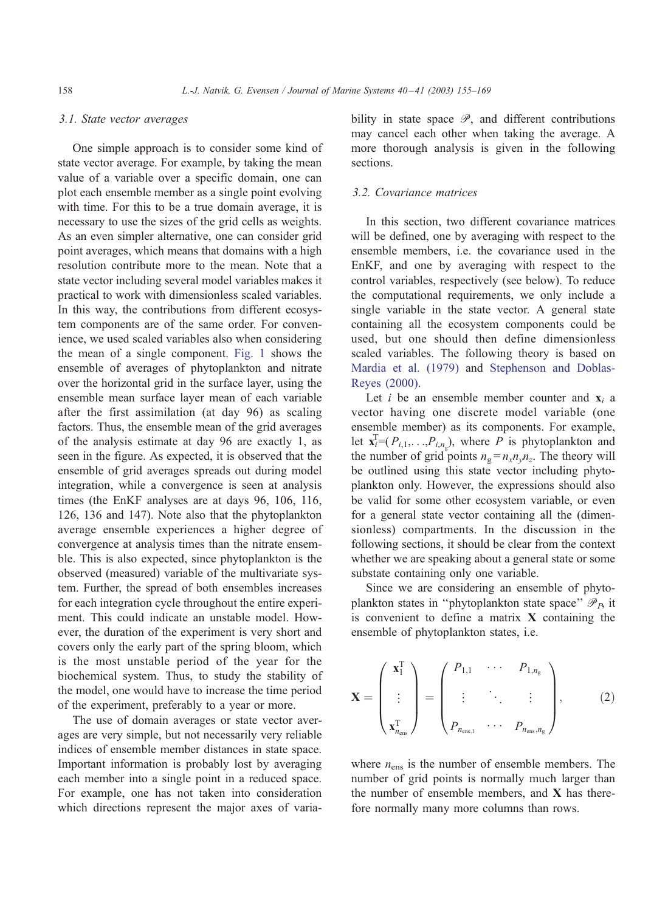### 3.1. State vector averages

One simple approach is to consider some kind of state vector average. For example, by taking the mean value of a variable over a specific domain, one can plot each ensemble member as a single point evolving with time. For this to be a true domain average, it is necessary to use the sizes of the grid cells as weights. As an even simpler alternative, one can consider grid point averages, which means that domains with a high resolution contribute more to the mean. Note that a state vector including several model variables makes it practical to work with dimensionless scaled variables. In this way, the contributions from different ecosystem components are of the same order. For convenience, we used scaled variables also when considering the mean of a single component. Fig. 1 shows the ensemble of averages of phytoplankton and nitrate over the horizontal grid in the surface layer, using the ensemble mean surface layer mean of each variable after the first assimilation (at day 96) as scaling factors. Thus, the ensemble mean of the grid averages of the analysis estimate at day 96 are exactly 1, as seen in the figure. As expected, it is observed that the ensemble of grid averages spreads out during model integration, while a convergence is seen at analysis times (the EnKF analyses are at days 96, 106, 116, 126, 136 and 147). Note also that the phytoplankton average ensemble experiences a higher degree of convergence at analysis times than the nitrate ensemble. This is also expected, since phytoplankton is the observed (measured) variable of the multivariate system. Further, the spread of both ensembles increases for each integration cycle throughout the entire experiment. This could indicate an unstable model. However, the duration of the experiment is very short and covers only the early part of the spring bloom, which is the most unstable period of the year for the biochemical system. Thus, to study the stability of the model, one would have to increase the time period of the experiment, preferably to a year or more.

The use of domain averages or state vector averages are very simple, but not necessarily very reliable indices of ensemble member distances in state space. Important information is probably lost by averaging each member into a single point in a reduced space. For example, one has not taken into consideration which directions represent the major axes of variability in state space $\mathscr{P}$, and different contributions may cancel each other when taking the average. A more thorough analysis is given in the following sections.

### 3.2. Covariance matrices

In this section, two different covariance matrices will be defined, one by averaging with respect to the ensemble members, i.e. the covariance used in the EnKF, and one by averaging with respect to the control variables, respectively (see below). To reduce the computational requirements, we only include a single variable in the state vector. A general state containing all the ecosystem components could be used, but one should then define dimensionless scaled variables. The following theory is based on Mardia et al. (1979) and Stephenson and Doblas-Reyes (2000).

Let $i$ be an ensemble member counter and $\mathbf{x}_i$ a vector having one discrete model variable (one ensemble member) as its components. For example, let $\mathbf{x}_i^{\mathrm{T}}=(P_{i,1},\ldots,P_{i,n_g})$, where $P$ is phytoplankton and the number of grid points $n_g=n_x n_y n_z$. The theory will be outlined using this state vector including phytoplankton only. However, the expressions should also be valid for some other ecosystem variable, or even for a general state vector containing all the (dimensionless) compartments. In the discussion in the following sections, it should be clear from the context whether we are speaking about a general state or some substate containing only one variable.

Since we are considering an ensemble of phytoplankton states in "phytoplankton state space" $\mathscr{P}_P$, it is convenient to define a matrix $\mathbf{X}$ containing the ensemble of phytoplankton states, i.e.

$$\mathbf{X}=\begin{pmatrix}\mathbf{x}_1^{\mathrm{T}}\\ \vdots\\ \mathbf{x}_{n_{\mathrm{ens}}}^{\mathrm{T}}\end{pmatrix}=\begin{pmatrix}P_{1,1} & \cdots & P_{1,n_g}\\ \vdots & \ddots & \vdots\\ P_{n_{\mathrm{ens}},1} & \cdots & P_{n_{\mathrm{ens}},n_g}\end{pmatrix},\tag{2}$$

where $n_{\mathrm{ens}}$ is the number of ensemble members. The number of grid points is normally much larger than the number of ensemble members, and $\mathbf{X}$ has therefore normally many more columns than rows.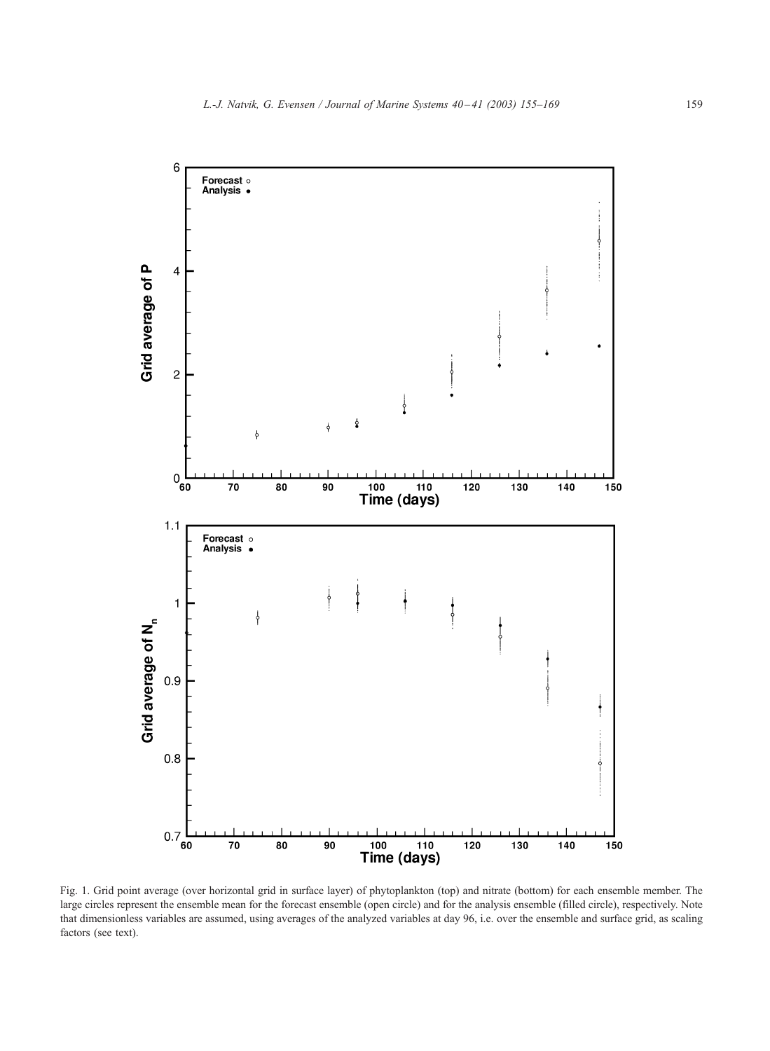Fig. 1. Grid point average (over horizontal grid in surface layer) of phytoplankton (top) and nitrate (bottom) for each ensemble member. The large circles represent the ensemble mean for the forecast ensemble (open circle) and for the analysis ensemble (filled circle), respectively. Note that dimensionless variables are assumed, using averages of the analyzed variables at day 96, i.e. over the ensemble and surface grid, as scaling factors (see text).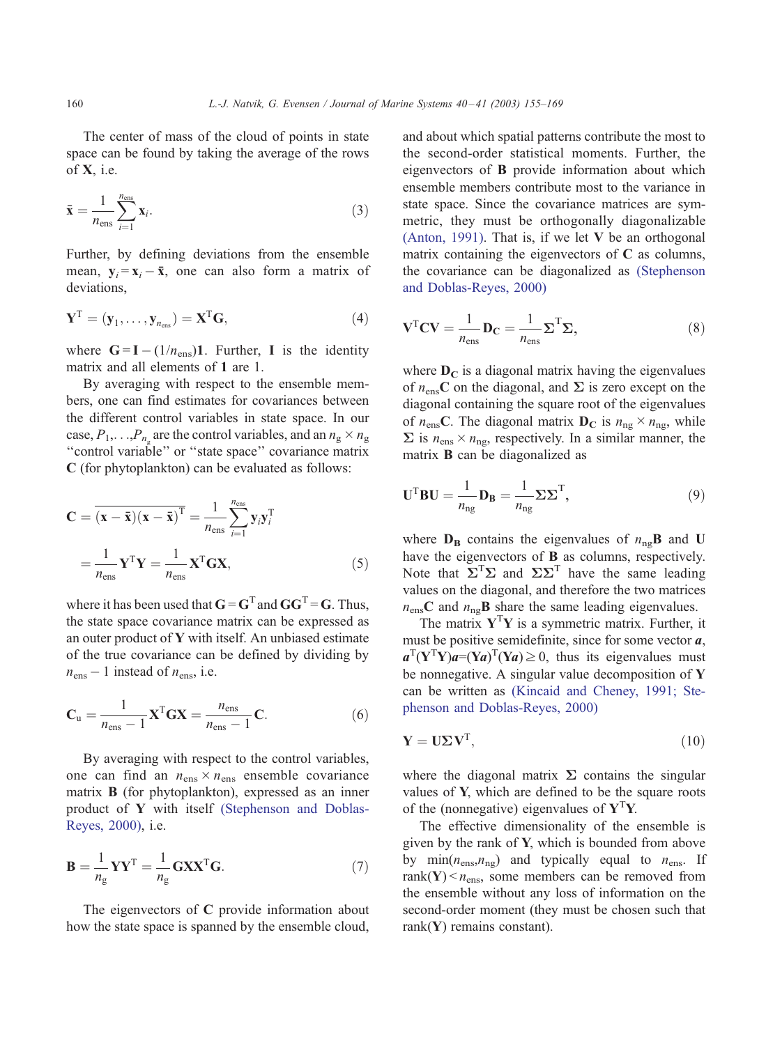The center of mass of the cloud of points in state space can be found by taking the average of the rows of $\mathbf{X}$, i.e.

$$\bar{\mathbf{x}} = \frac{1}{n_{\mathrm{ens}}} \sum_{i=1}^{n_{\mathrm{ens}}} \mathbf{x}_i. \tag{3}$$

Further, by defining deviations from the ensemble mean, $\mathbf{y}_i = \mathbf{x}_i - \bar{\mathbf{x}}$, one can also form a matrix of deviations,

$$\mathbf{Y}^{\mathrm{T}} = (\mathbf{y}_1, \ldots, \mathbf{y}_{n_{\mathrm{ens}}}) = \mathbf{X}^{\mathrm{T}}\mathbf{G}, \tag{4}$$

where $\mathbf{G} = \mathbf{I} - (1/n_{\mathrm{ens}})\mathbf{1}$. Further, $\mathbf{I}$ is the identity matrix and all elements of $\mathbf{1}$ are 1.

By averaging with respect to the ensemble members, one can find estimates for covariances between the different control variables in state space. In our case, $P_1, \ldots, P_{n_g}$ are the control variables, and an $n_g \times n_g$ "control variable" or "state space" covariance matrix $\mathbf{C}$ (for phytoplankton) can be evaluated as follows:

$$\begin{aligned}\mathbf{C} &= \overline{(\mathbf{x} - \bar{\mathbf{x}})(\mathbf{x} - \bar{\mathbf{x}})^{\mathrm{T}}} = \frac{1}{n_{\mathrm{ens}}} \sum_{i=1}^{n_{\mathrm{ens}}} \mathbf{y}_i \mathbf{y}_i^{\mathrm{T}} \\ &= \frac{1}{n_{\mathrm{ens}}} \mathbf{Y}^{\mathrm{T}}\mathbf{Y} = \frac{1}{n_{\mathrm{ens}}} \mathbf{X}^{\mathrm{T}}\mathbf{G}\mathbf{X},\end{aligned} \tag{5}$$

where it has been used that $\mathbf{G} = \mathbf{G}^{\mathrm{T}}$ and $\mathbf{G}\mathbf{G}^{\mathrm{T}} = \mathbf{G}$. Thus, the state space covariance matrix can be expressed as an outer product of $\mathbf{Y}$ with itself. An unbiased estimate of the true covariance can be defined by dividing by $n_{\mathrm{ens}} - 1$ instead of $n_{\mathrm{ens}}$, i.e.

$$\mathbf{C}_{\mathrm{u}} = \frac{1}{n_{\mathrm{ens}} - 1} \mathbf{X}^{\mathrm{T}}\mathbf{G}\mathbf{X} = \frac{n_{\mathrm{ens}}}{n_{\mathrm{ens}} - 1} \mathbf{C}. \tag{6}$$

By averaging with respect to the control variables, one can find an $n_{\mathrm{ens}} \times n_{\mathrm{ens}}$ ensemble covariance matrix $\mathbf{B}$ (for phytoplankton), expressed as an inner product of $\mathbf{Y}$ with itself (Stephenson and Doblas-Reyes, 2000), i.e.

$$\mathbf{B} = \frac{1}{n_g} \mathbf{Y}\mathbf{Y}^{\mathrm{T}} = \frac{1}{n_g} \mathbf{G}\mathbf{X}\mathbf{X}^{\mathrm{T}}\mathbf{G}. \tag{7}$$

The eigenvectors of $\mathbf{C}$ provide information about how the state space is spanned by the ensemble cloud, and about which spatial patterns contribute the most to the second-order statistical moments. Further, the eigenvectors of $\mathbf{B}$ provide information about which ensemble members contribute most to the variance in state space. Since the covariance matrices are symmetric, they must be orthogonally diagonalizable (Anton, 1991). That is, if we let $\mathbf{V}$ be an orthogonal matrix containing the eigenvectors of $\mathbf{C}$ as columns, the covariance can be diagonalized as (Stephenson and Doblas-Reyes, 2000)

$$\mathbf{V}^{\mathrm{T}}\mathbf{C}\mathbf{V} = \frac{1}{n_{\mathrm{ens}}} \mathbf{D}_{\mathbf{C}} = \frac{1}{n_{\mathrm{ens}}} \mathbf{\Sigma}^{\mathrm{T}}\mathbf{\Sigma}, \tag{8}$$

where $\mathbf{D}_{\mathbf{C}}$ is a diagonal matrix having the eigenvalues of $n_{\mathrm{ens}}\mathbf{C}$ on the diagonal, and $\mathbf{\Sigma}$ is zero except on the diagonal containing the square root of the eigenvalues of $n_{\mathrm{ens}}\mathbf{C}$. The diagonal matrix $\mathbf{D}_{\mathbf{C}}$ is $n_{\mathrm{ng}} \times n_{\mathrm{ng}}$, while $\mathbf{\Sigma}$ is $n_{\mathrm{ens}} \times n_{\mathrm{ng}}$, respectively. In a similar manner, the matrix $\mathbf{B}$ can be diagonalized as

$$\mathbf{U}^{\mathrm{T}}\mathbf{B}\mathbf{U} = \frac{1}{n_{\mathrm{ng}}} \mathbf{D}_{\mathbf{B}} = \frac{1}{n_{\mathrm{ng}}} \mathbf{\Sigma}\mathbf{\Sigma}^{\mathrm{T}}, \tag{9}$$

where $\mathbf{D}_{\mathbf{B}}$ contains the eigenvalues of $n_{\mathrm{ng}}\mathbf{B}$ and $\mathbf{U}$ have the eigenvectors of $\mathbf{B}$ as columns, respectively. Note that $\mathbf{\Sigma}^{\mathrm{T}}\mathbf{\Sigma}$ and $\mathbf{\Sigma}\mathbf{\Sigma}^{\mathrm{T}}$ have the same leading values on the diagonal, and therefore the two matrices $n_{\mathrm{ens}}\mathbf{C}$ and $n_{\mathrm{ng}}\mathbf{B}$ share the same leading eigenvalues.

The matrix $\mathbf{Y}^{\mathrm{T}}\mathbf{Y}$ is a symmetric matrix. Further, it must be positive semidefinite, since for some vector $\boldsymbol{a}$, $\boldsymbol{a}^{\mathrm{T}}(\mathbf{Y}^{\mathrm{T}}\mathbf{Y})\boldsymbol{a} = (\mathbf{Y}\boldsymbol{a})^{\mathrm{T}}(\mathbf{Y}\boldsymbol{a}) \geq 0$, thus its eigenvalues must be nonnegative. A singular value decomposition of $\mathbf{Y}$ can be written as (Kincaid and Cheney, 1991; Stephenson and Doblas-Reyes, 2000)

$$\mathbf{Y} = \mathbf{U}\mathbf{\Sigma}\mathbf{V}^{\mathrm{T}}, \tag{10}$$

where the diagonal matrix $\mathbf{\Sigma}$ contains the singular values of $\mathbf{Y}$, which are defined to be the square roots of the (nonnegative) eigenvalues of $\mathbf{Y}^{\mathrm{T}}\mathbf{Y}$.

The effective dimensionality of the ensemble is given by the rank of $\mathbf{Y}$, which is bounded from above by $\min(n_{\mathrm{ens}}, n_{\mathrm{ng}})$ and typically equal to $n_{\mathrm{ens}}$. If $\mathrm{rank}(\mathbf{Y}) < n_{\mathrm{ens}}$, some members can be removed from the ensemble without any loss of information on the second-order moment (they must be chosen such that $\mathrm{rank}(\mathbf{Y})$ remains constant).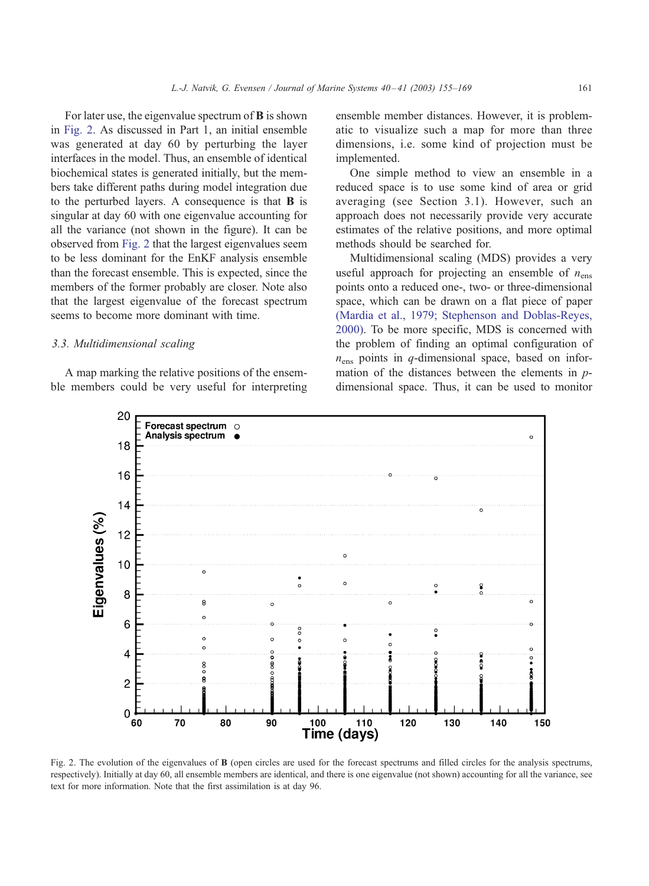For later use, the eigenvalue spectrum of **B** is shown in Fig. 2. As discussed in Part 1, an initial ensemble was generated at day 60 by perturbing the layer interfaces in the model. Thus, an ensemble of identical biochemical states is generated initially, but the members take different paths during model integration due to the perturbed layers. A consequence is that **B** is singular at day 60 with one eigenvalue accounting for all the variance (not shown in the figure). It can be observed from Fig. 2 that the largest eigenvalues seem to be less dominant for the EnKF analysis ensemble than the forecast ensemble. This is expected, since the members of the former probably are closer. Note also that the largest eigenvalue of the forecast spectrum seems to become more dominant with time.

### 3.3. Multidimensional scaling

A map marking the relative positions of the ensemble members could be very useful for interpreting ensemble member distances. However, it is problematic to visualize such a map for more than three dimensions, i.e. some kind of projection must be implemented.

One simple method to view an ensemble in a reduced space is to use some kind of area or grid averaging (see Section 3.1). However, such an approach does not necessarily provide very accurate estimates of the relative positions, and more optimal methods should be searched for.

Multidimensional scaling (MDS) provides a very useful approach for projecting an ensemble of $n_{ens}$ points onto a reduced one-, two- or three-dimensional space, which can be drawn on a flat piece of paper (Mardia et al., 1979; Stephenson and Doblas-Reyes, 2000). To be more specific, MDS is concerned with the problem of finding an optimal configuration of $n_{ens}$ points in $q$-dimensional space, based on information of the distances between the elements in $p$-dimensional space. Thus, it can be used to monitor

Fig. 2. The evolution of the eigenvalues of **B** (open circles are used for the forecast spectrums and filled circles for the analysis spectrums, respectively). Initially at day 60, all ensemble members are identical, and there is one eigenvalue (not shown) accounting for all the variance, see text for more information. Note that the first assimilation is at day 96.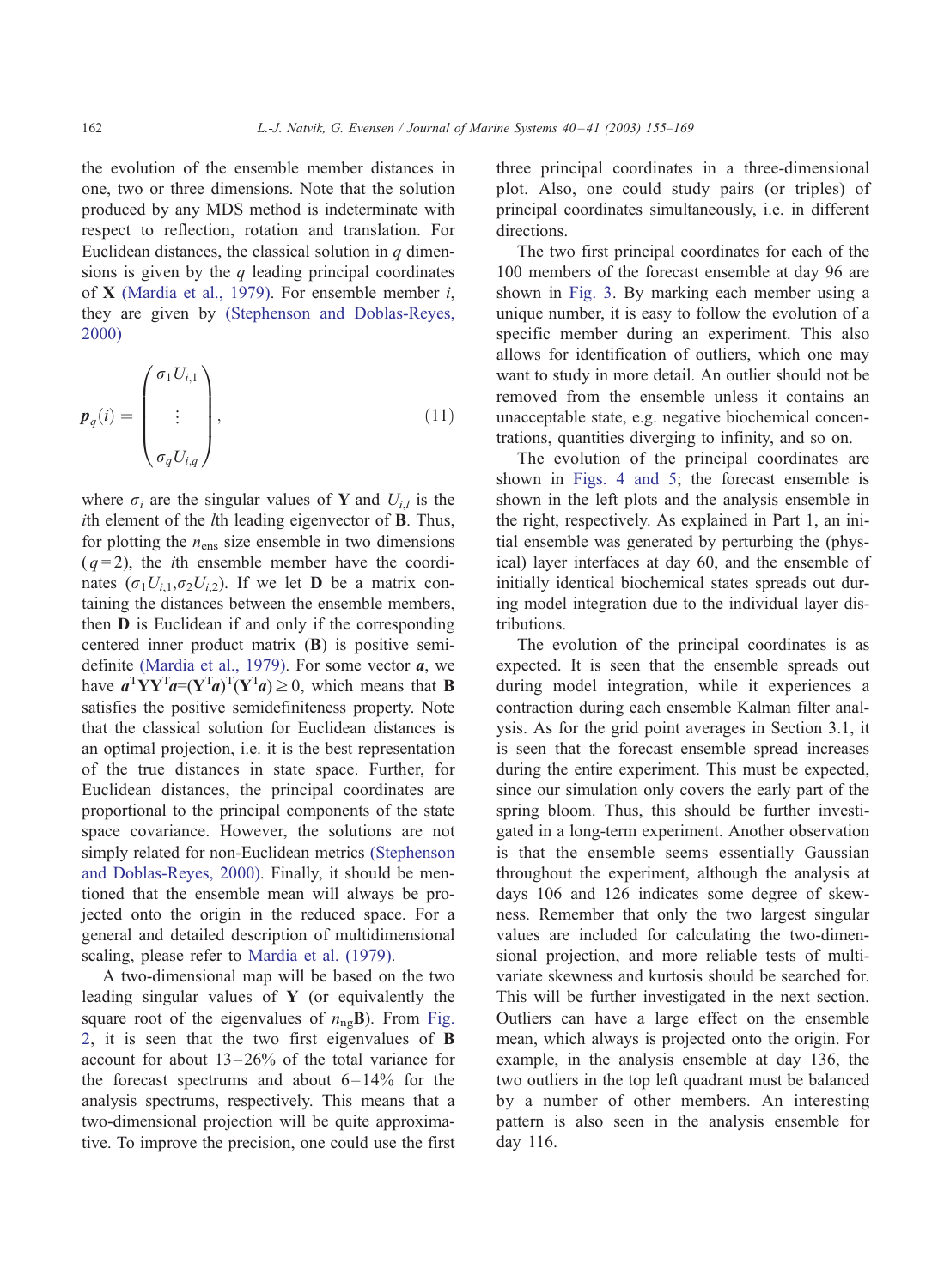the evolution of the ensemble member distances in one, two or three dimensions. Note that the solution produced by any MDS method is indeterminate with respect to reflection, rotation and translation. For Euclidean distances, the classical solution in $q$ dimensions is given by the $q$ leading principal coordinates of $\mathbf{X}$ (Mardia et al., 1979). For ensemble member $i$, they are given by (Stephenson and Doblas-Reyes, 2000)

$$\boldsymbol{p}_q(i) = \begin{pmatrix} \sigma_1 U_{i,1} \\ \vdots \\ \sigma_q U_{i,q} \end{pmatrix}, \tag{11}$$

where $\sigma_i$ are the singular values of $\mathbf{Y}$ and $U_{i,l}$ is the $i$th element of the $l$th leading eigenvector of $\mathbf{B}$. Thus, for plotting the $n_{\mathrm{ens}}$ size ensemble in two dimensions ($q=2$), the $i$th ensemble member have the coordinates $(\sigma_1 U_{i,1}, \sigma_2 U_{i,2})$. If we let $\mathbf{D}$ be a matrix containing the distances between the ensemble members, then $\mathbf{D}$ is Euclidean if and only if the corresponding centered inner product matrix ($\mathbf{B}$) is positive semi-definite (Mardia et al., 1979). For some vector $\boldsymbol{a}$, we have $\boldsymbol{a}^{\mathrm{T}}\mathbf{Y}\mathbf{Y}^{\mathrm{T}}\boldsymbol{a}=(\mathbf{Y}^{\mathrm{T}}\boldsymbol{a})^{\mathrm{T}}(\mathbf{Y}^{\mathrm{T}}\boldsymbol{a}) \geq 0$, which means that $\mathbf{B}$ satisfies the positive semidefiniteness property. Note that the classical solution for Euclidean distances is an optimal projection, i.e. it is the best representation of the true distances in state space. Further, for Euclidean distances, the principal coordinates are proportional to the principal components of the state space covariance. However, the solutions are not simply related for non-Euclidean metrics (Stephenson and Doblas-Reyes, 2000). Finally, it should be mentioned that the ensemble mean will always be projected onto the origin in the reduced space. For a general and detailed description of multidimensional scaling, please refer to Mardia et al. (1979).

A two-dimensional map will be based on the two leading singular values of $\mathbf{Y}$ (or equivalently the square root of the eigenvalues of $n_{\mathrm{ng}}\mathbf{B}$). From Fig. 2, it is seen that the two first eigenvalues of $\mathbf{B}$ account for about 13–26% of the total variance for the forecast spectrums and about 6–14% for the analysis spectrums, respectively. This means that a two-dimensional projection will be quite approximative. To improve the precision, one could use the first three principal coordinates in a three-dimensional plot. Also, one could study pairs (or triples) of principal coordinates simultaneously, i.e. in different directions.

The two first principal coordinates for each of the 100 members of the forecast ensemble at day 96 are shown in Fig. 3. By marking each member using a unique number, it is easy to follow the evolution of a specific member during an experiment. This also allows for identification of outliers, which one may want to study in more detail. An outlier should not be removed from the ensemble unless it contains an unacceptable state, e.g. negative biochemical concentrations, quantities diverging to infinity, and so on.

The evolution of the principal coordinates are shown in Figs. 4 and 5; the forecast ensemble is shown in the left plots and the analysis ensemble in the right, respectively. As explained in Part 1, an initial ensemble was generated by perturbing the (physical) layer interfaces at day 60, and the ensemble of initially identical biochemical states spreads out during model integration due to the individual layer distributions.

The evolution of the principal coordinates is as expected. It is seen that the ensemble spreads out during model integration, while it experiences a contraction during each ensemble Kalman filter analysis. As for the grid point averages in Section 3.1, it is seen that the forecast ensemble spread increases during the entire experiment. This must be expected, since our simulation only covers the early part of the spring bloom. Thus, this should be further investigated in a long-term experiment. Another observation is that the ensemble seems essentially Gaussian throughout the experiment, although the analysis at days 106 and 126 indicates some degree of skewness. Remember that only the two largest singular values are included for calculating the two-dimensional projection, and more reliable tests of multivariate skewness and kurtosis should be searched for. This will be further investigated in the next section. Outliers can have a large effect on the ensemble mean, which always is projected onto the origin. For example, in the analysis ensemble at day 136, the two outliers in the top left quadrant must be balanced by a number of other members. An interesting pattern is also seen in the analysis ensemble for day 116.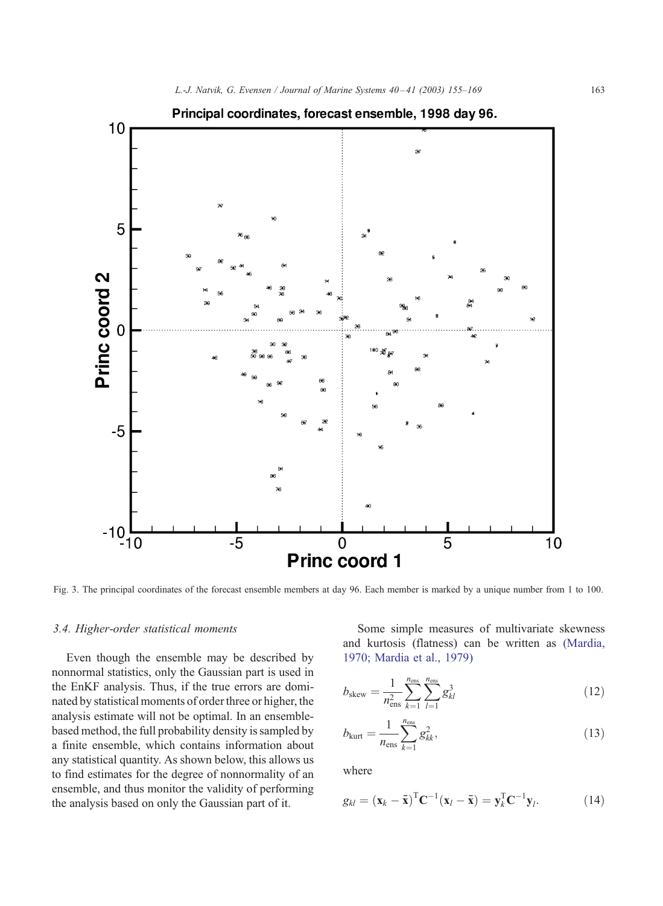Fig. 3. The principal coordinates of the forecast ensemble members at day 96. Each member is marked by a unique number from 1 to 100.

### 3.4. Higher-order statistical moments

Even though the ensemble may be described by nonnormal statistics, only the Gaussian part is used in the EnKF analysis. Thus, if the true errors are dominated by statistical moments of order three or higher, the analysis estimate will not be optimal. In an ensemble-based method, the full probability density is sampled by a finite ensemble, which contains information about any statistical quantity. As shown below, this allows us to find estimates for the degree of nonnormality of an ensemble, and thus monitor the validity of performing the analysis based on only the Gaussian part of it.

Some simple measures of multivariate skewness and kurtosis (flatness) can be written as (Mardia, 1970; Mardia et al., 1979)

$$b_{\mathrm{skew}} = \frac{1}{n_{\mathrm{ens}}^2} \sum_{k=1}^{n_{\mathrm{ens}}} \sum_{l=1}^{n_{\mathrm{ens}}} g_{kl}^3 \tag{12}$$

$$b_{\mathrm{kurt}} = \frac{1}{n_{\mathrm{ens}}} \sum_{k=1}^{n_{\mathrm{ens}}} g_{kk}^2, \tag{13}$$

where

$$g_{kl} = (\mathbf{x}_k - \bar{\mathbf{x}})^{\mathrm{T}} \mathbf{C}^{-1} (\mathbf{x}_l - \bar{\mathbf{x}}) = \mathbf{y}_k^{\mathrm{T}} \mathbf{C}^{-1} \mathbf{y}_l. \tag{14}$$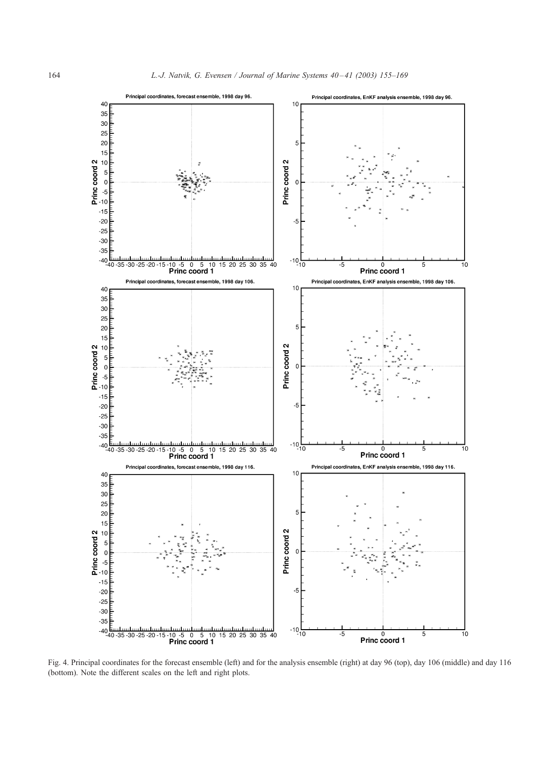Fig. 4. Principal coordinates for the forecast ensemble (left) and for the analysis ensemble (right) at day 96 (top), day 106 (middle) and day 116 (bottom). Note the different scales on the left and right plots.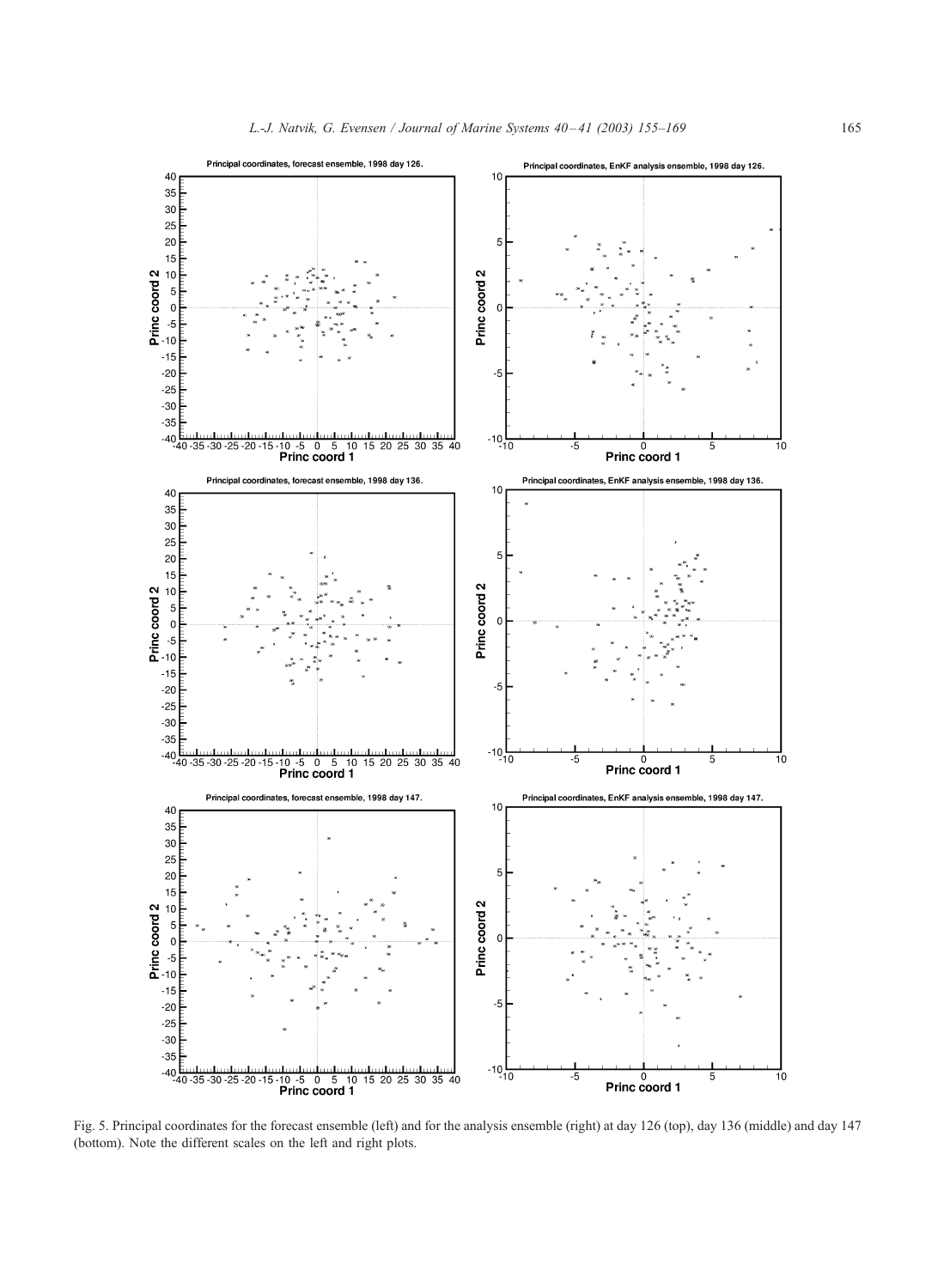Fig. 5. Principal coordinates for the forecast ensemble (left) and for the analysis ensemble (right) at day 126 (top), day 136 (middle) and day 147 (bottom). Note the different scales on the left and right plots.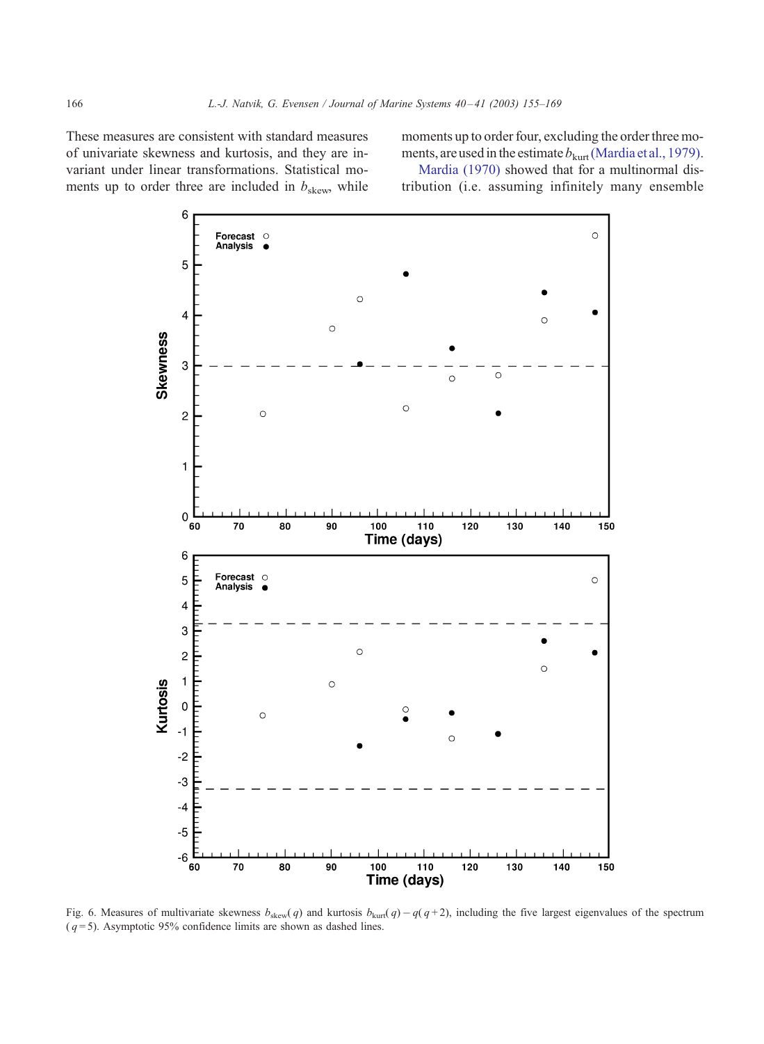These measures are consistent with standard measures of univariate skewness and kurtosis, and they are invariant under linear transformations. Statistical moments up to order three are included in $b_{\mathrm{skew}}$, while moments up to order four, excluding the order three moments, are used in the estimate $b_{\mathrm{kurt}}$ (Mardia et al., 1979).

Mardia (1970) showed that for a multinormal distribution (i.e. assuming infinitely many ensemble

Fig. 6. Measures of multivariate skewness $b_{\mathrm{skew}}(q)$ and kurtosis $b_{\mathrm{kurt}}(q) - q(q+2)$, including the five largest eigenvalues of the spectrum ($q = 5$). Asymptotic 95% confidence limits are shown as dashed lines.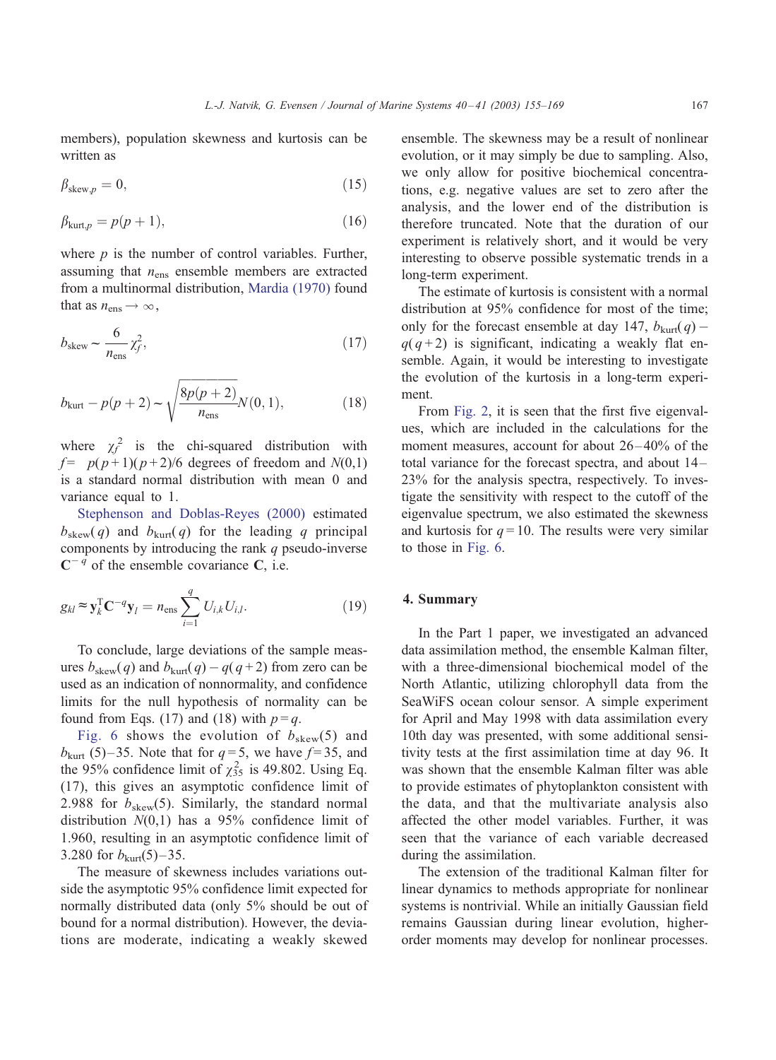members), population skewness and kurtosis can be written as

$$\beta_{\mathrm{skew},p} = 0, \tag{15}$$

$$\beta_{\mathrm{kurt},p} = p(p+1), \tag{16}$$

where $p$ is the number of control variables. Further, assuming that $n_{\mathrm{ens}}$ ensemble members are extracted from a multinormal distribution, Mardia (1970) found that as $n_{\mathrm{ens}} \rightarrow \infty$,

$$b_{\mathrm{skew}} \sim \frac{6}{n_{\mathrm{ens}}} \chi_f^2, \tag{17}$$

$$b_{\mathrm{kurt}} - p(p+2) \sim \sqrt{\frac{8p(p+2)}{n_{\mathrm{ens}}}} N(0,1), \tag{18}$$

where $\chi_f^2$ is the chi-squared distribution with $f = p(p+1)(p+2)/6$ degrees of freedom and $N(0,1)$ is a standard normal distribution with mean 0 and variance equal to 1.

Stephenson and Doblas-Reyes (2000) estimated $b_{\mathrm{skew}}(q)$ and $b_{\mathrm{kurt}}(q)$ for the leading $q$ principal components by introducing the rank $q$ pseudo-inverse $\mathbf{C}^{-q}$ of the ensemble covariance $\mathbf{C}$, i.e.

$$g_{kl} \approx \mathbf{y}_k^{\mathrm{T}} \mathbf{C}^{-q} \mathbf{y}_l = n_{\mathrm{ens}} \sum_{i=1}^{q} U_{i,k} U_{i,l}. \tag{19}$$

To conclude, large deviations of the sample measures $b_{\mathrm{skew}}(q)$ and $b_{\mathrm{kurt}}(q) - q(q+2)$ from zero can be used as an indication of nonnormality, and confidence limits for the null hypothesis of normality can be found from Eqs. (17) and (18) with $p = q$.

Fig. 6 shows the evolution of $b_{\mathrm{skew}}(5)$ and $b_{\mathrm{kurt}}(5) - 35$. Note that for $q = 5$, we have $f = 35$, and the 95% confidence limit of $\chi_{35}^2$ is 49.802. Using Eq. (17), this gives an asymptotic confidence limit of 2.988 for $b_{\mathrm{skew}}(5)$. Similarly, the standard normal distribution $N(0,1)$ has a 95% confidence limit of 1.960, resulting in an asymptotic confidence limit of 3.280 for $b_{\mathrm{kurt}}(5) - 35$.

The measure of skewness includes variations outside the asymptotic 95% confidence limit expected for normally distributed data (only 5% should be out of bound for a normal distribution). However, the deviations are moderate, indicating a weakly skewed ensemble. The skewness may be a result of nonlinear evolution, or it may simply be due to sampling. Also, we only allow for positive biochemical concentrations, e.g. negative values are set to zero after the analysis, and the lower end of the distribution is therefore truncated. Note that the duration of our experiment is relatively short, and it would be very interesting to observe possible systematic trends in a long-term experiment.

The estimate of kurtosis is consistent with a normal distribution at 95% confidence for most of the time; only for the forecast ensemble at day 147, $b_{\mathrm{kurt}}(q) - q(q+2)$ is significant, indicating a weakly flat ensemble. Again, it would be interesting to investigate the evolution of the kurtosis in a long-term experiment.

From Fig. 2, it is seen that the first five eigenvalues, which are included in the calculations for the moment measures, account for about 26–40% of the total variance for the forecast spectra, and about 14–23% for the analysis spectra, respectively. To investigate the sensitivity with respect to the cutoff of the eigenvalue spectrum, we also estimated the skewness and kurtosis for $q = 10$. The results were very similar to those in Fig. 6.

## 4. Summary

In the Part 1 paper, we investigated an advanced data assimilation method, the ensemble Kalman filter, with a three-dimensional biochemical model of the North Atlantic, utilizing chlorophyll data from the SeaWiFS ocean colour sensor. A simple experiment for April and May 1998 with data assimilation every 10th day was presented, with some additional sensitivity tests at the first assimilation time at day 96. It was shown that the ensemble Kalman filter was able to provide estimates of phytoplankton consistent with the data, and that the multivariate analysis also affected the other model variables. Further, it was seen that the variance of each variable decreased during the assimilation.

The extension of the traditional Kalman filter for linear dynamics to methods appropriate for nonlinear systems is nontrivial. While an initially Gaussian field remains Gaussian during linear evolution, higher-order moments may develop for nonlinear processes.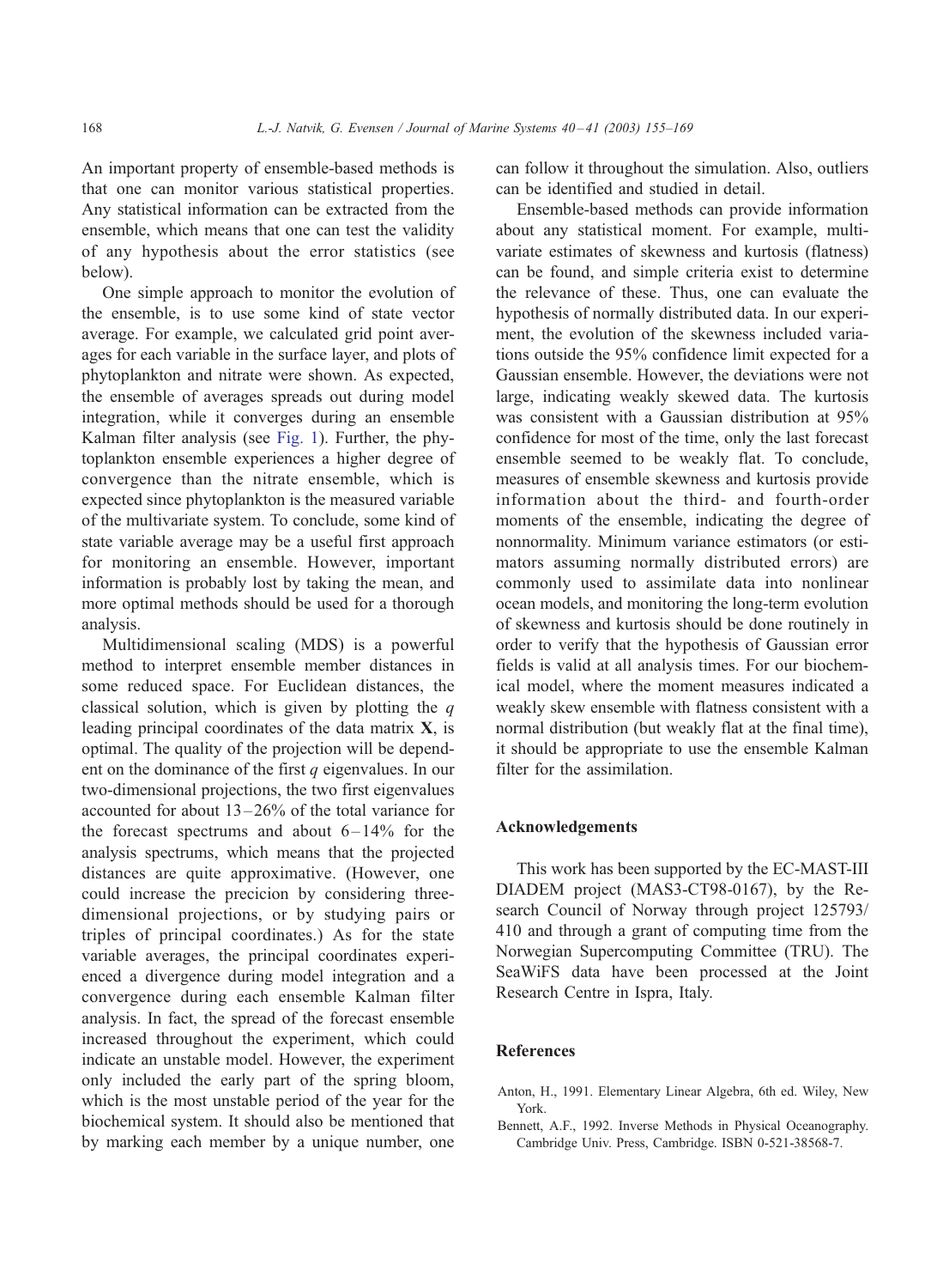An important property of ensemble-based methods is that one can monitor various statistical properties. Any statistical information can be extracted from the ensemble, which means that one can test the validity of any hypothesis about the error statistics (see below).

One simple approach to monitor the evolution of the ensemble, is to use some kind of state vector average. For example, we calculated grid point averages for each variable in the surface layer, and plots of phytoplankton and nitrate were shown. As expected, the ensemble of averages spreads out during model integration, while it converges during an ensemble Kalman filter analysis (see Fig. 1). Further, the phytoplankton ensemble experiences a higher degree of convergence than the nitrate ensemble, which is expected since phytoplankton is the measured variable of the multivariate system. To conclude, some kind of state variable average may be a useful first approach for monitoring an ensemble. However, important information is probably lost by taking the mean, and more optimal methods should be used for a thorough analysis.

Multidimensional scaling (MDS) is a powerful method to interpret ensemble member distances in some reduced space. For Euclidean distances, the classical solution, which is given by plotting the $q$ leading principal coordinates of the data matrix $\mathbf{X}$, is optimal. The quality of the projection will be dependent on the dominance of the first $q$ eigenvalues. In our two-dimensional projections, the two first eigenvalues accounted for about 13–26% of the total variance for the forecast spectrums and about 6–14% for the analysis spectrums, which means that the projected distances are quite approximative. (However, one could increase the precicion by considering three-dimensional projections, or by studying pairs or triples of principal coordinates.) As for the state variable averages, the principal coordinates experienced a divergence during model integration and a convergence during each ensemble Kalman filter analysis. In fact, the spread of the forecast ensemble increased throughout the experiment, which could indicate an unstable model. However, the experiment only included the early part of the spring bloom, which is the most unstable period of the year for the biochemical system. It should also be mentioned that by marking each member by a unique number, one can follow it throughout the simulation. Also, outliers can be identified and studied in detail.

Ensemble-based methods can provide information about any statistical moment. For example, multivariate estimates of skewness and kurtosis (flatness) can be found, and simple criteria exist to determine the relevance of these. Thus, one can evaluate the hypothesis of normally distributed data. In our experiment, the evolution of the skewness included variations outside the 95% confidence limit expected for a Gaussian ensemble. However, the deviations were not large, indicating weakly skewed data. The kurtosis was consistent with a Gaussian distribution at 95% confidence for most of the time, only the last forecast ensemble seemed to be weakly flat. To conclude, measures of ensemble skewness and kurtosis provide information about the third- and fourth-order moments of the ensemble, indicating the degree of nonnormality. Minimum variance estimators (or estimators assuming normally distributed errors) are commonly used to assimilate data into nonlinear ocean models, and monitoring the long-term evolution of skewness and kurtosis should be done routinely in order to verify that the hypothesis of Gaussian error fields is valid at all analysis times. For our biochemical model, where the moment measures indicated a weakly skew ensemble with flatness consistent with a normal distribution (but weakly flat at the final time), it should be appropriate to use the ensemble Kalman filter for the assimilation.

## Acknowledgements

This work has been supported by the EC-MAST-III DIADEM project (MAS3-CT98-0167), by the Research Council of Norway through project 125793/410 and through a grant of computing time from the Norwegian Supercomputing Committee (TRU). The SeaWiFS data have been processed at the Joint Research Centre in Ispra, Italy.

## References

Anton, H., 1991. Elementary Linear Algebra, 6th ed. Wiley, New York.

Bennett, A.F., 1992. Inverse Methods in Physical Oceanography. Cambridge Univ. Press, Cambridge. ISBN 0-521-38568-7.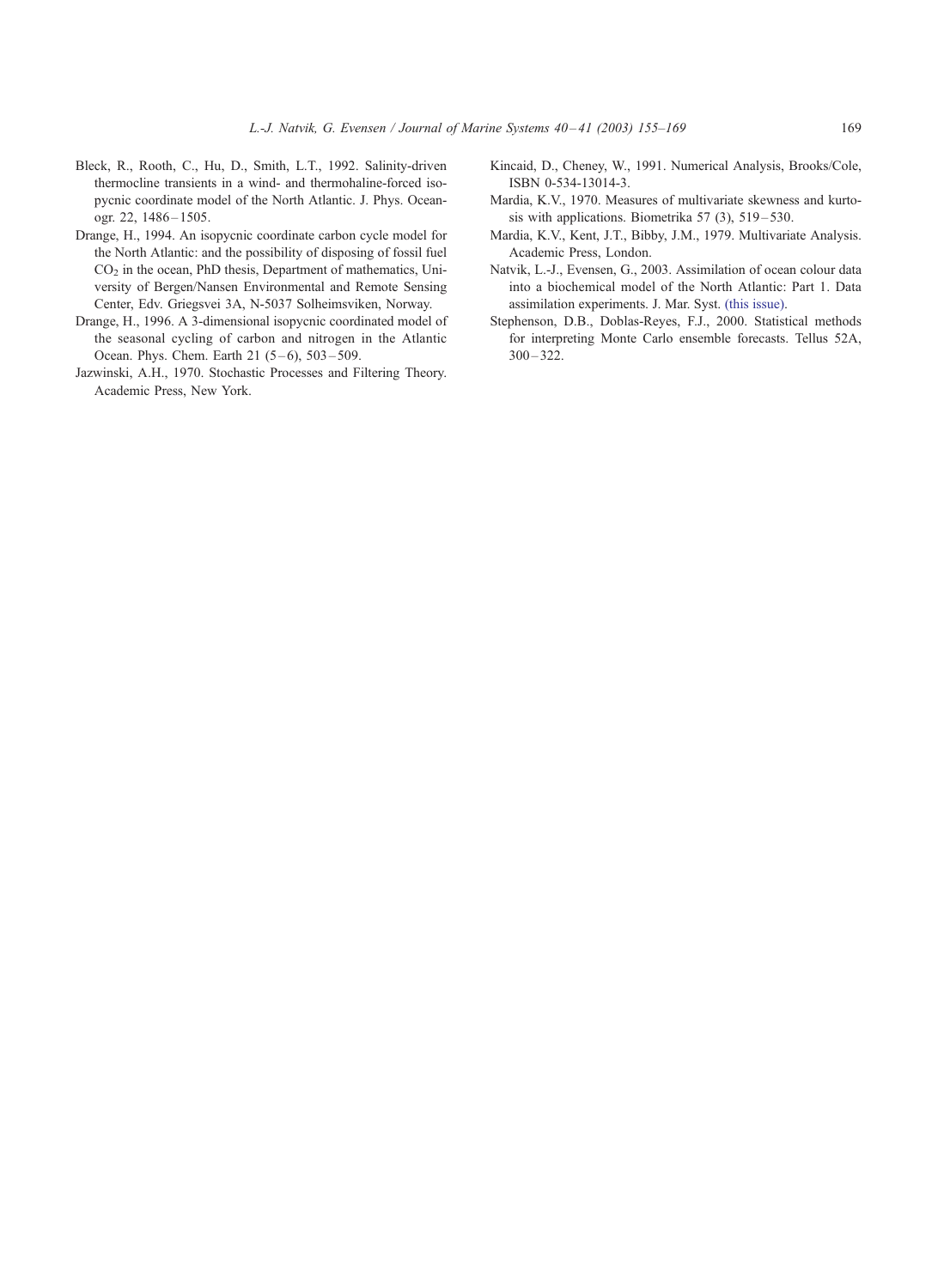Bleck, R., Rooth, C., Hu, D., Smith, L.T., 1992. Salinity-driven thermocline transients in a wind- and thermohaline-forced isopycnic coordinate model of the North Atlantic. J. Phys. Oceanogr. 22, 1486–1505.

Drange, H., 1994. An isopycnic coordinate carbon cycle model for the North Atlantic: and the possibility of disposing of fossil fuel $CO_2$ in the ocean, PhD thesis, Department of mathematics, University of Bergen/Nansen Environmental and Remote Sensing Center, Edv. Griegsvei 3A, N-5037 Solheimsviken, Norway.

Drange, H., 1996. A 3-dimensional isopycnic coordinated model of the seasonal cycling of carbon and nitrogen in the Atlantic Ocean. Phys. Chem. Earth 21 (5–6), 503–509.

Jazwinski, A.H., 1970. Stochastic Processes and Filtering Theory. Academic Press, New York.

Kincaid, D., Cheney, W., 1991. Numerical Analysis, Brooks/Cole, ISBN 0-534-13014-3.

Mardia, K.V., 1970. Measures of multivariate skewness and kurtosis with applications. Biometrika 57 (3), 519–530.

Mardia, K.V., Kent, J.T., Bibby, J.M., 1979. Multivariate Analysis. Academic Press, London.

Natvik, L.-J., Evensen, G., 2003. Assimilation of ocean colour data into a biochemical model of the North Atlantic: Part 1. Data assimilation experiments. J. Mar. Syst. (this issue).

Stephenson, D.B., Doblas-Reyes, F.J., 2000. Statistical methods for interpreting Monte Carlo ensemble forecasts. Tellus 52A, 300–322.